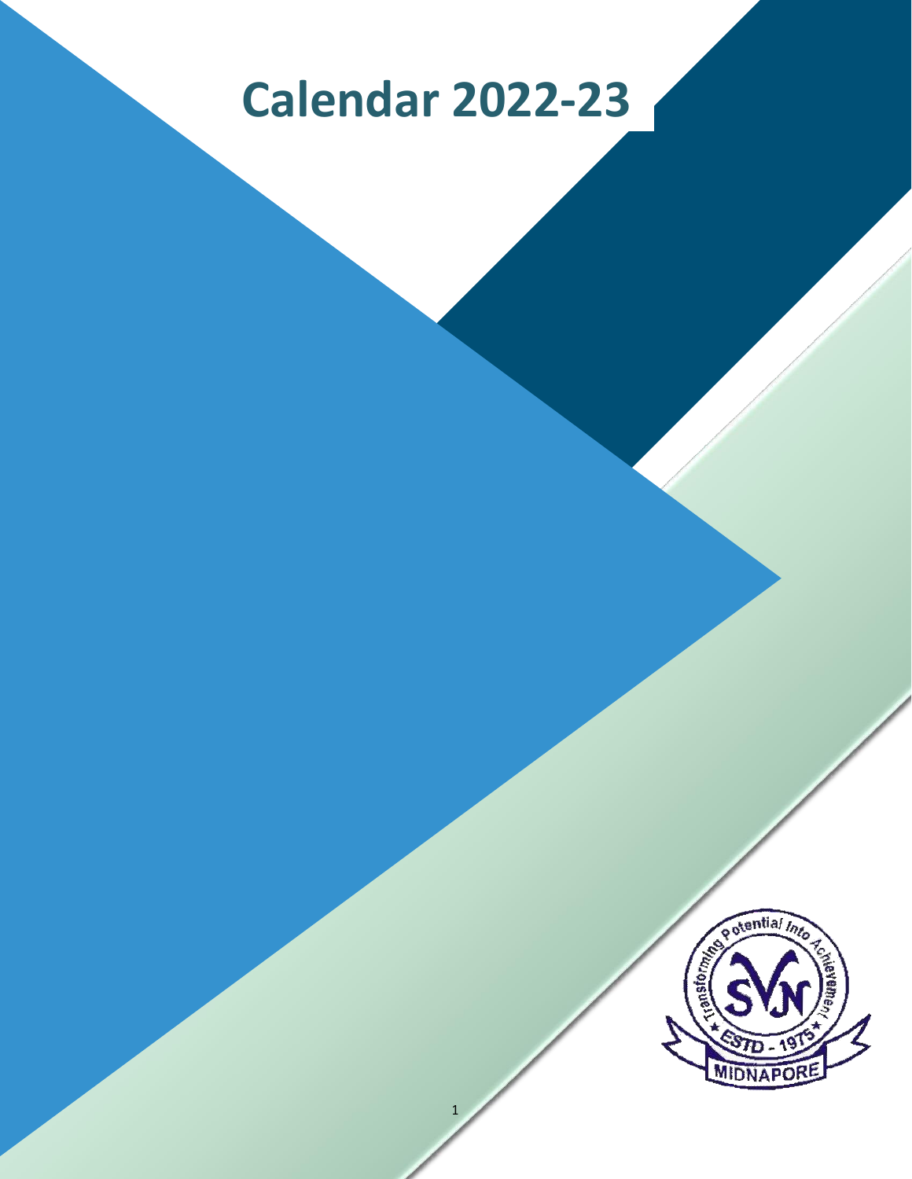# Calendar 2022-23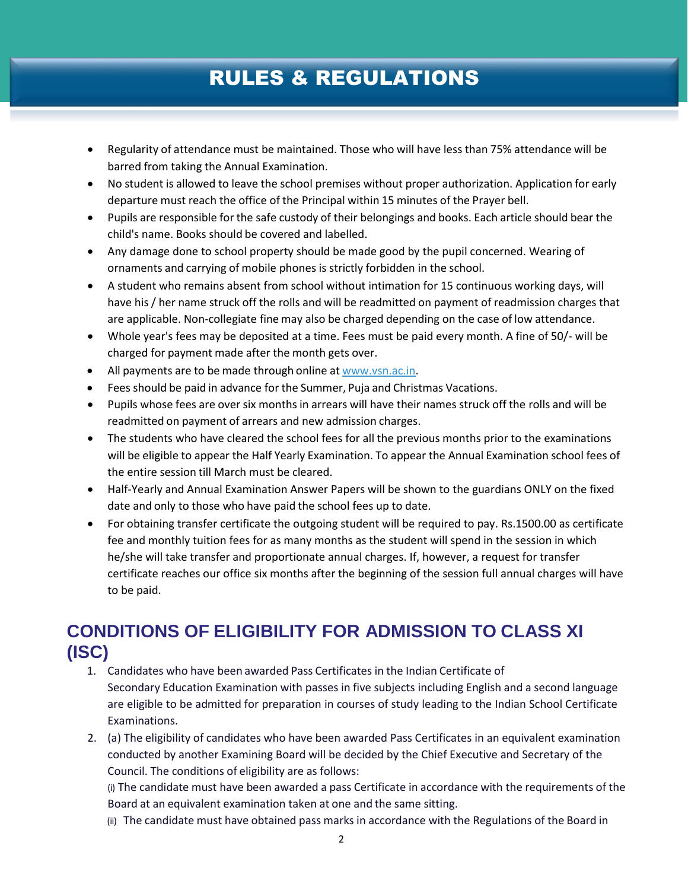# RULES & REGULATIONS

- Regularity of attendance must be maintained. Those who will have less than 75% attendance will be barred from taking the Annual Examination.
- No student is allowed to leave the school premises without proper authorization. Application for early departure must reach the office of the Principal within 15 minutes of the Prayer bell.
- Pupils are responsible for the safe custody of their belongings and books. Each article should bear the child's name. Books should be covered and labelled.
- Any damage done to school property should be made good by the pupil concerned. Wearing of ornaments and carrying of mobile phones is strictly forbidden in the school.
- A student who remains absent from school without intimation for 15 continuous working days, will have his / her name struck off the rolls and will be readmitted on payment of readmission charges that are applicable. Non-collegiate fine may also be charged depending on the case of low attendance.
- Whole year's fees may be deposited at a time. Fees must be paid every month. A fine of 50/- will be charged for payment made after the month gets over.
- All payments are to be made through online at [www.vsn.ac.in](http://www.vsn.ac.in).
- Fees should be paid in advance for the Summer, Puja and Christmas Vacations.
- Pupils whose fees are over six months in arrears will have their names struck off the rolls and will be readmitted on payment of arrears and new admission charges.
- The students who have cleared the school fees for all the previous months prior to the examinations will be eligible to appear the Half Yearly Examination. To appear the Annual Examination school fees of the entire session till March must be cleared.
- Half-Yearly and Annual Examination Answer Papers will be shown to the guardians ONLY on the fixed date and only to those who have paid the school fees up to date.
- For obtaining transfer certificate the outgoing student will be required to pay. Rs.1500.00 as certificate fee and monthly tuition fees for as many months as the student will spend in the session in which he/she will take transfer and proportionate annual charges. If, however, a request for transfer certificate reaches our office six months after the beginning of the session full annual charges will have to be paid.

## CONDITIONS OF ELIGIBILITY FOR ADMISSION TO CLASS XI (ISC)

1. Candidates who have been awarded Pass Certificates in the Indian Certificate of Secondary Education Examination with passes in five subjects including English and a second language are eligible to be admitted for preparation in courses of study leading to the Indian School Certificate Examinations.
2. (a) The eligibility of candidates who have been awarded Pass Certificates in an equivalent examination conducted by another Examining Board will be decided by the Chief Executive and Secretary of the Council. The conditions of eligibility are as follows:

   (i) The candidate must have been awarded a pass Certificate in accordance with the requirements of the Board at an equivalent examination taken at one and the same sitting.

   (ii) The candidate must have obtained pass marks in accordance with the Regulations of the Board in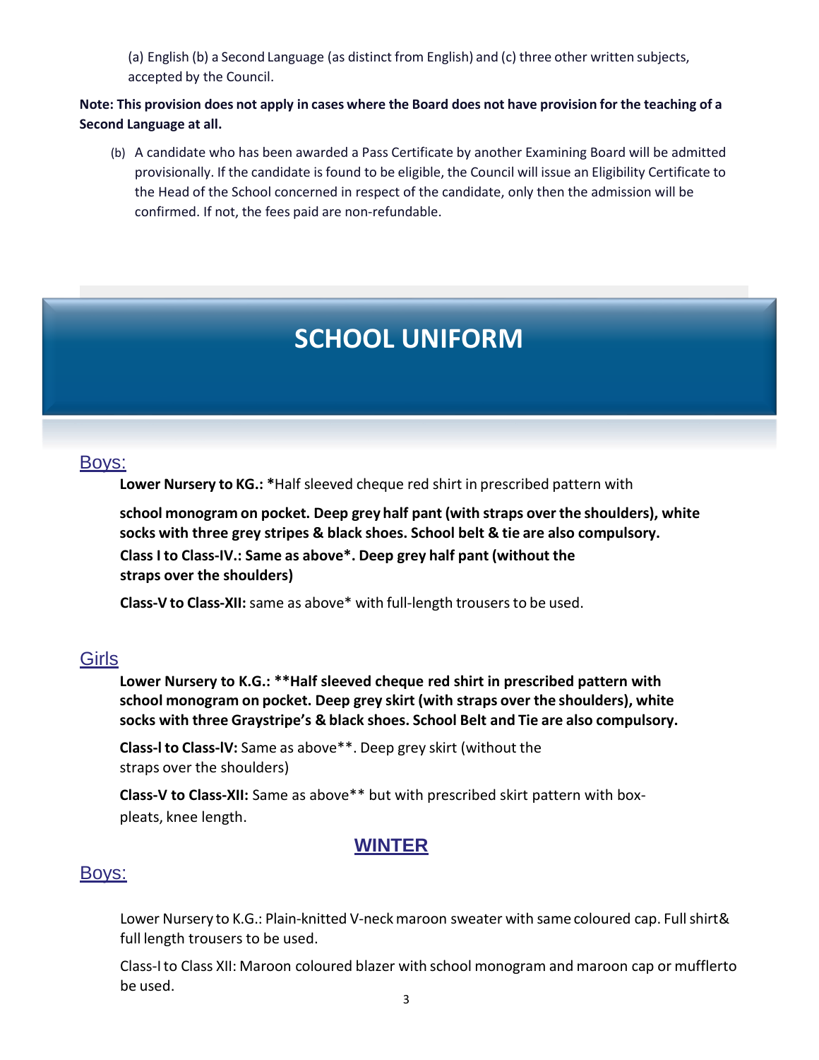(a) English (b) a Second Language (as distinct from English) and (c) three other written subjects, accepted by the Council.

**Note: This provision does not apply in cases where the Board does not have provision for the teaching of a Second Language at all.**

(b) A candidate who has been awarded a Pass Certificate by another Examining Board will be admitted provisionally. If the candidate is found to be eligible, the Council will issue an Eligibility Certificate to the Head of the School concerned in respect of the candidate, only then the admission will be confirmed. If not, the fees paid are non-refundable.

# SCHOOL UNIFORM

## Boys:

**Lower Nursery to KG.: ***Half sleeved cheque red shirt in prescribed pattern with

**school monogram on pocket. Deep grey half pant (with straps over the shoulders), white socks with three grey stripes & black shoes. School belt & tie are also compulsory.**

**Class I to Class-IV.: Same as above*. Deep grey half pant (without the straps over the shoulders)**

**Class-V to Class-XII:** same as above* with full-length trousers to be used.

## Girls

**Lower Nursery to K.G.: **Half sleeved cheque red shirt in prescribed pattern with school monogram on pocket. Deep grey skirt (with straps over the shoulders), white socks with three Graystripe's & black shoes. School Belt and Tie are also compulsory.**

**Class-I to Class-IV:** Same as above**. Deep grey skirt (without the straps over the shoulders)

**Class-V to Class-XII:** Same as above** but with prescribed skirt pattern with box-pleats, knee length.

## WINTER

## Boys:

Lower Nursery to K.G.: Plain-knitted V-neck maroon sweater with same coloured cap. Full shirt& full length trousers to be used.

Class-I to Class XII: Maroon coloured blazer with school monogram and maroon cap or mufflerto be used.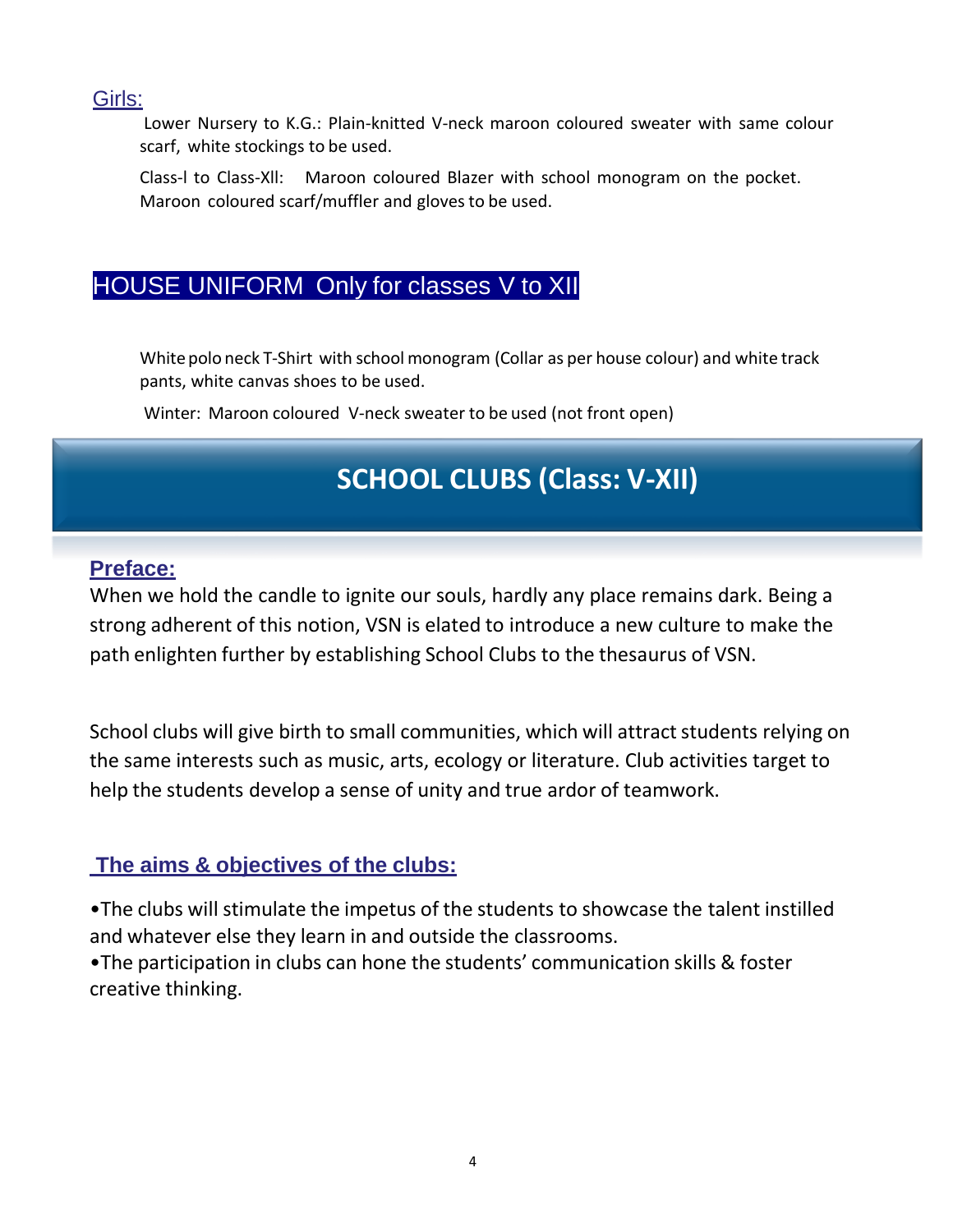### Girls:

Lower Nursery to K.G.: Plain-knitted V-neck maroon coloured sweater with same colour scarf, white stockings to be used.

Class-l to Class-Xll: Maroon coloured Blazer with school monogram on the pocket. Maroon coloured scarf/muffler and gloves to be used.

## HOUSE UNIFORM Only for classes V to XII

White polo neck T-Shirt with school monogram (Collar as per house colour) and white track pants, white canvas shoes to be used.

Winter: Maroon coloured V-neck sweater to be used (not front open)

# SCHOOL CLUBS (Class: V-XII)

### Preface:

When we hold the candle to ignite our souls, hardly any place remains dark. Being a strong adherent of this notion, VSN is elated to introduce a new culture to make the path enlighten further by establishing School Clubs to the thesaurus of VSN.

School clubs will give birth to small communities, which will attract students relying on the same interests such as music, arts, ecology or literature. Club activities target to help the students develop a sense of unity and true ardor of teamwork.

### The aims & objectives of the clubs:

- The clubs will stimulate the impetus of the students to showcase the talent instilled and whatever else they learn in and outside the classrooms.
- The participation in clubs can hone the students' communication skills & foster creative thinking.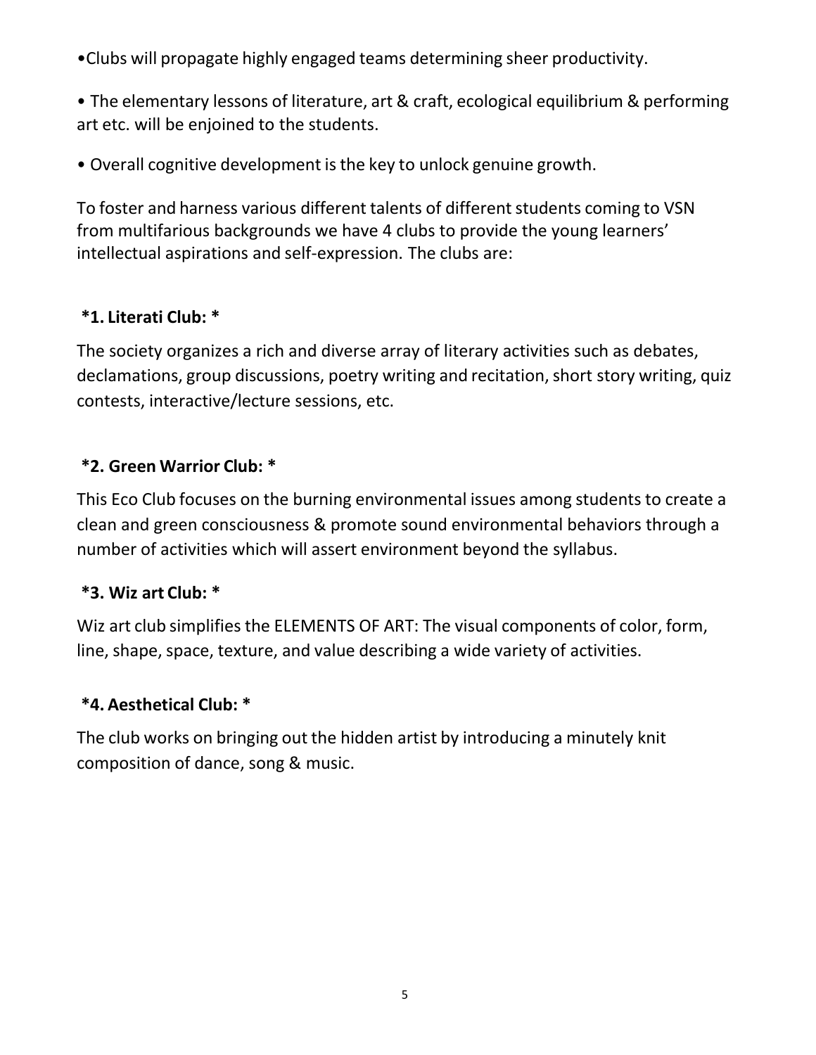•Clubs will propagate highly engaged teams determining sheer productivity.

• The elementary lessons of literature, art & craft, ecological equilibrium & performing art etc. will be enjoined to the students.

• Overall cognitive development is the key to unlock genuine growth.

To foster and harness various different talents of different students coming to VSN from multifarious backgrounds we have 4 clubs to provide the young learners' intellectual aspirations and self-expression. The clubs are:

**\*1. Literati Club: \***

The society organizes a rich and diverse array of literary activities such as debates, declamations, group discussions, poetry writing and recitation, short story writing, quiz contests, interactive/lecture sessions, etc.

**\*2. Green Warrior Club: \***

This Eco Club focuses on the burning environmental issues among students to create a clean and green consciousness & promote sound environmental behaviors through a number of activities which will assert environment beyond the syllabus.

**\*3. Wiz art Club: \***

Wiz art club simplifies the ELEMENTS OF ART: The visual components of color, form, line, shape, space, texture, and value describing a wide variety of activities.

**\*4. Aesthetical Club: \***

The club works on bringing out the hidden artist by introducing a minutely knit composition of dance, song & music.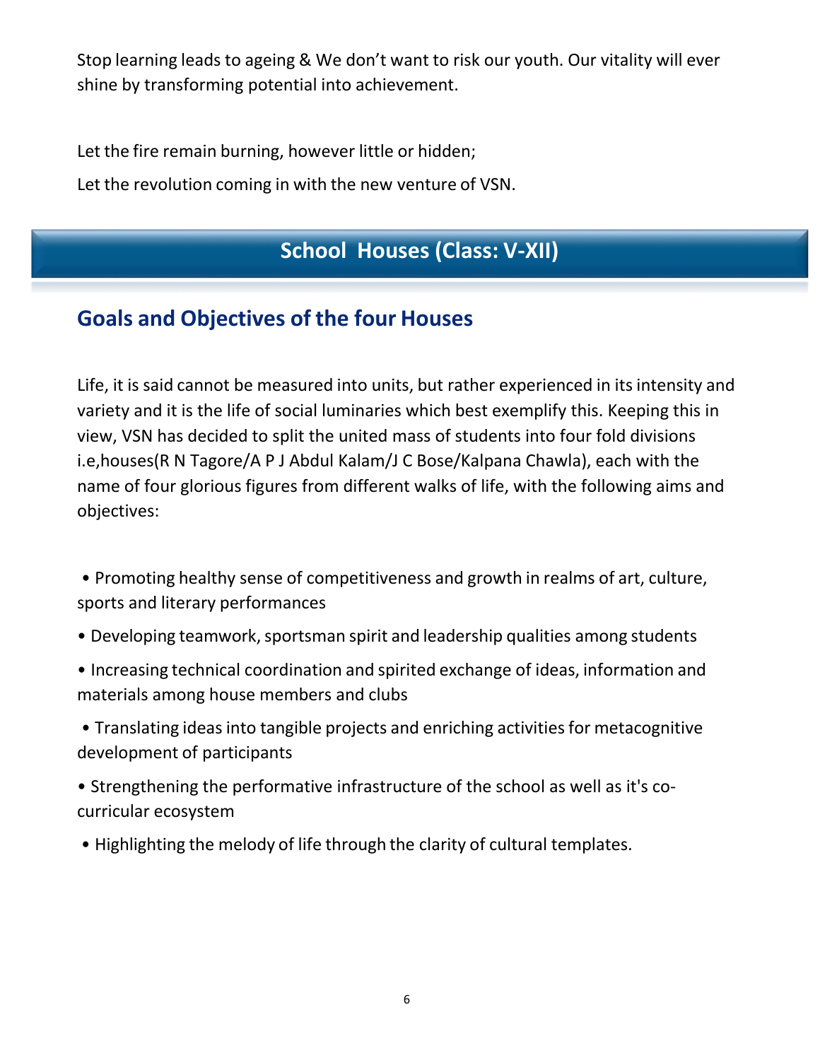Stop learning leads to ageing & We don’t want to risk our youth. Our vitality will ever shine by transforming potential into achievement.

Let the fire remain burning, however little or hidden;

Let the revolution coming in with the new venture of VSN.

## School Houses (Class: V-XII)

### Goals and Objectives of the four Houses

Life, it is said cannot be measured into units, but rather experienced in its intensity and variety and it is the life of social luminaries which best exemplify this. Keeping this in view, VSN has decided to split the united mass of students into four fold divisions i.e,houses(R N Tagore/A P J Abdul Kalam/J C Bose/Kalpana Chawla), each with the name of four glorious figures from different walks of life, with the following aims and objectives:

- Promoting healthy sense of competitiveness and growth in realms of art, culture, sports and literary performances
- Developing teamwork, sportsman spirit and leadership qualities among students
- Increasing technical coordination and spirited exchange of ideas, information and materials among house members and clubs
- Translating ideas into tangible projects and enriching activities for metacognitive development of participants
- Strengthening the performative infrastructure of the school as well as it's co-curricular ecosystem
- Highlighting the melody of life through the clarity of cultural templates.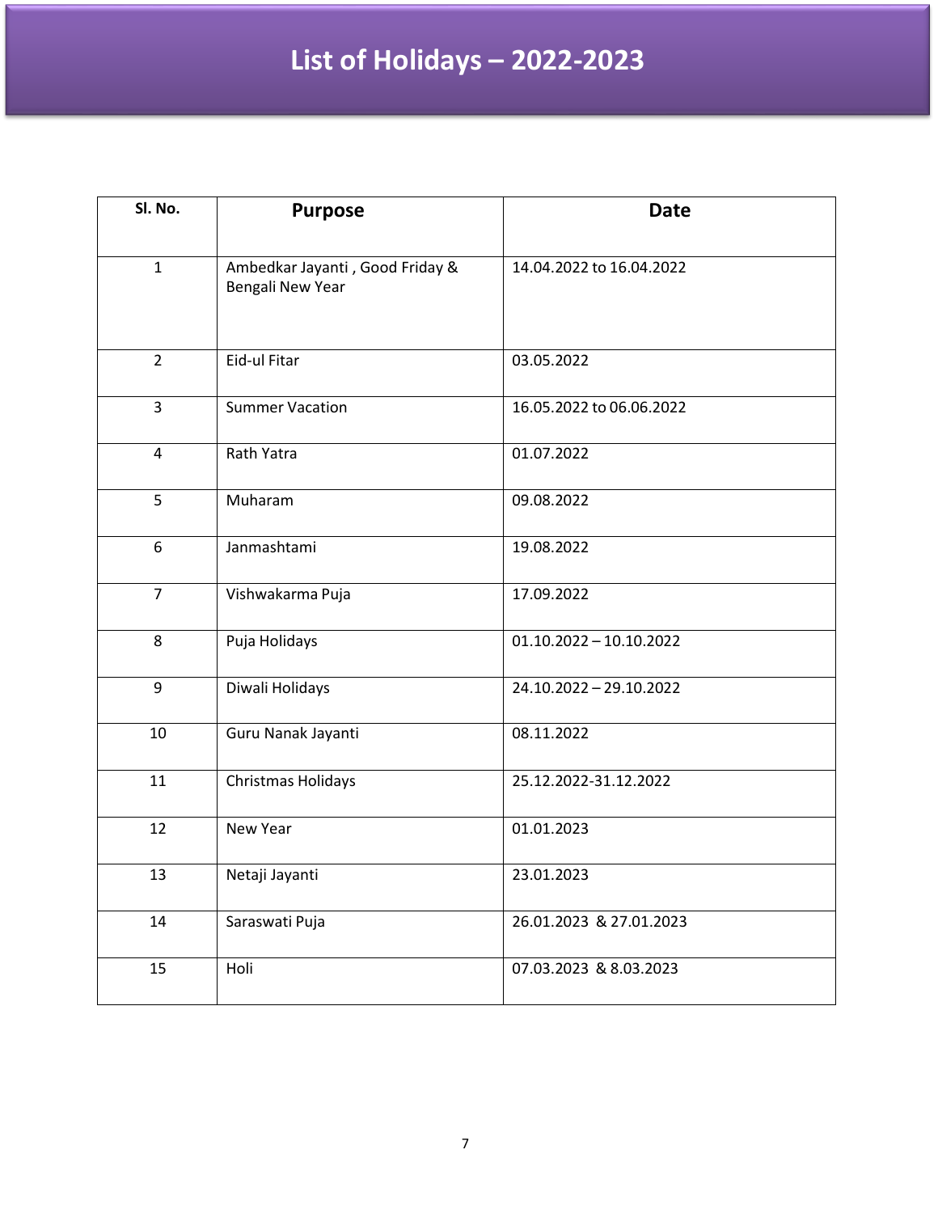# List of Holidays – 2022-2023

| Sl. No. | Purpose | Date |
|---|---|---|
| 1 | Ambedkar Jayanti , Good Friday & Bengali New Year | 14.04.2022 to 16.04.2022 |
| 2 | Eid-ul Fitar | 03.05.2022 |
| 3 | Summer Vacation | 16.05.2022 to 06.06.2022 |
| 4 | Rath Yatra | 01.07.2022 |
| 5 | Muharam | 09.08.2022 |
| 6 | Janmashtami | 19.08.2022 |
| 7 | Vishwakarma Puja | 17.09.2022 |
| 8 | Puja Holidays | 01.10.2022 – 10.10.2022 |
| 9 | Diwali Holidays | 24.10.2022 – 29.10.2022 |
| 10 | Guru Nanak Jayanti | 08.11.2022 |
| 11 | Christmas Holidays | 25.12.2022-31.12.2022 |
| 12 | New Year | 01.01.2023 |
| 13 | Netaji Jayanti | 23.01.2023 |
| 14 | Saraswati Puja | 26.01.2023 & 27.01.2023 |
| 15 | Holi | 07.03.2023 & 8.03.2023 |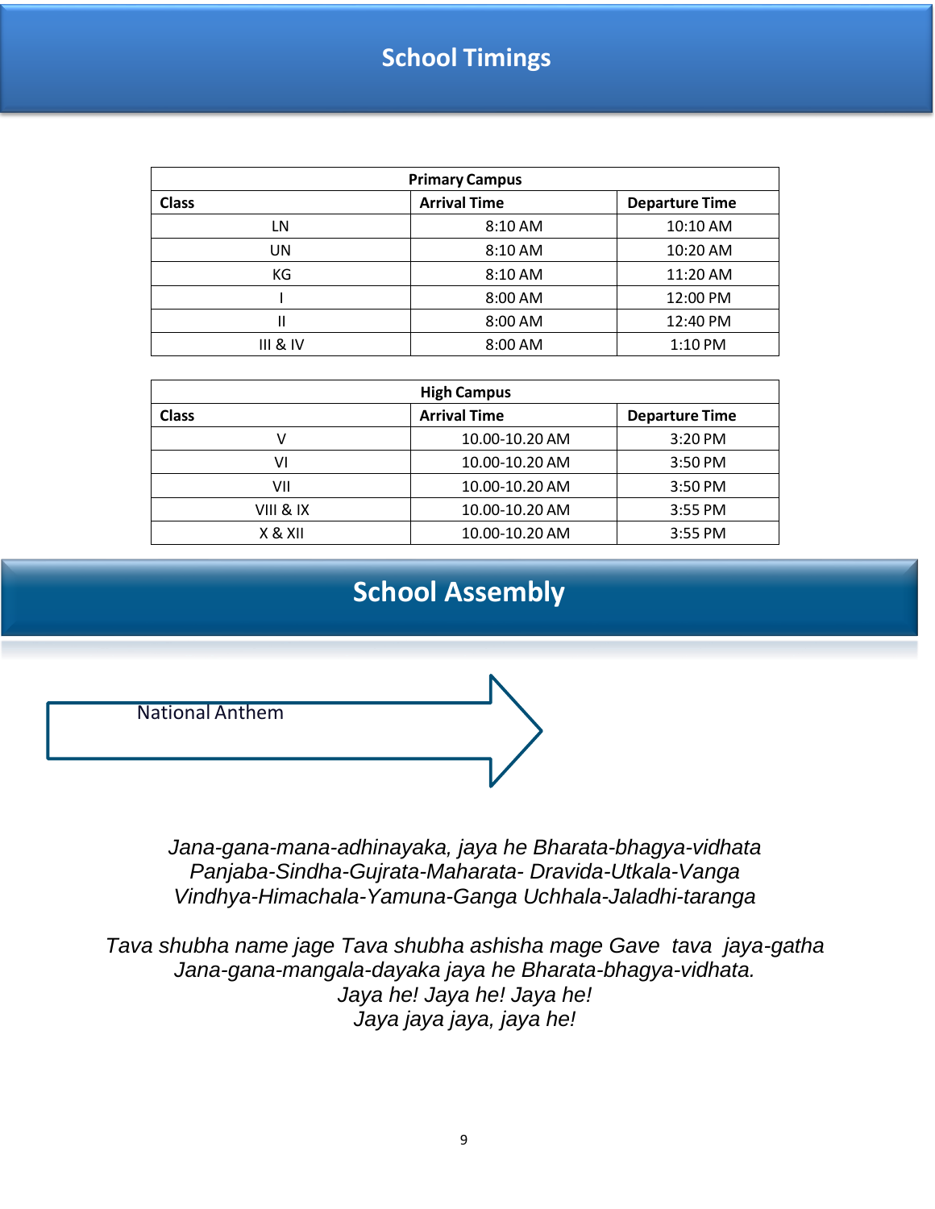# School Timings

| Primary Campus | | |
|---|---|---|
| **Class** | **Arrival Time** | **Departure Time** |
| LN | 8:10 AM | 10:10 AM |
| UN | 8:10 AM | 10:20 AM |
| KG | 8:10 AM | 11:20 AM |
| I | 8:00 AM | 12:00 PM |
| II | 8:00 AM | 12:40 PM |
| III & IV | 8:00 AM | 1:10 PM |

| High Campus | | |
|---|---|---|
| **Class** | **Arrival Time** | **Departure Time** |
| V | 10.00-10.20 AM | 3:20 PM |
| VI | 10.00-10.20 AM | 3:50 PM |
| VII | 10.00-10.20 AM | 3:50 PM |
| VIII & IX | 10.00-10.20 AM | 3:55 PM |
| X & XII | 10.00-10.20 AM | 3:55 PM |

# School Assembly

National Anthem

*Jana-gana-mana-adhinayaka, jaya he Bharata-bhagya-vidhata*
*Panjaba-Sindha-Gujrata-Maharata- Dravida-Utkala-Vanga*
*Vindhya-Himachala-Yamuna-Ganga Uchhala-Jaladhi-taranga*

*Tava shubha name jage Tava shubha ashisha mage Gave tava jaya-gatha*
*Jana-gana-mangala-dayaka jaya he Bharata-bhagya-vidhata.*
*Jaya he! Jaya he! Jaya he!*
*Jaya jaya jaya, jaya he!*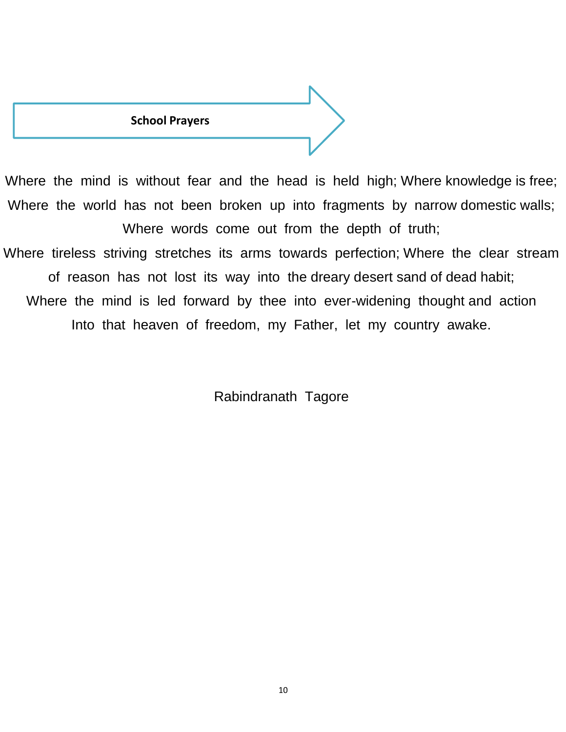## School Prayers

Where the mind is without fear and the head is held high; Where knowledge is free;
Where the world has not been broken up into fragments by narrow domestic walls;
Where words come out from the depth of truth;
Where tireless striving stretches its arms towards perfection; Where the clear stream of reason has not lost its way into the dreary desert sand of dead habit;
Where the mind is led forward by thee into ever-widening thought and action
Into that heaven of freedom, my Father, let my country awake.

Rabindranath Tagore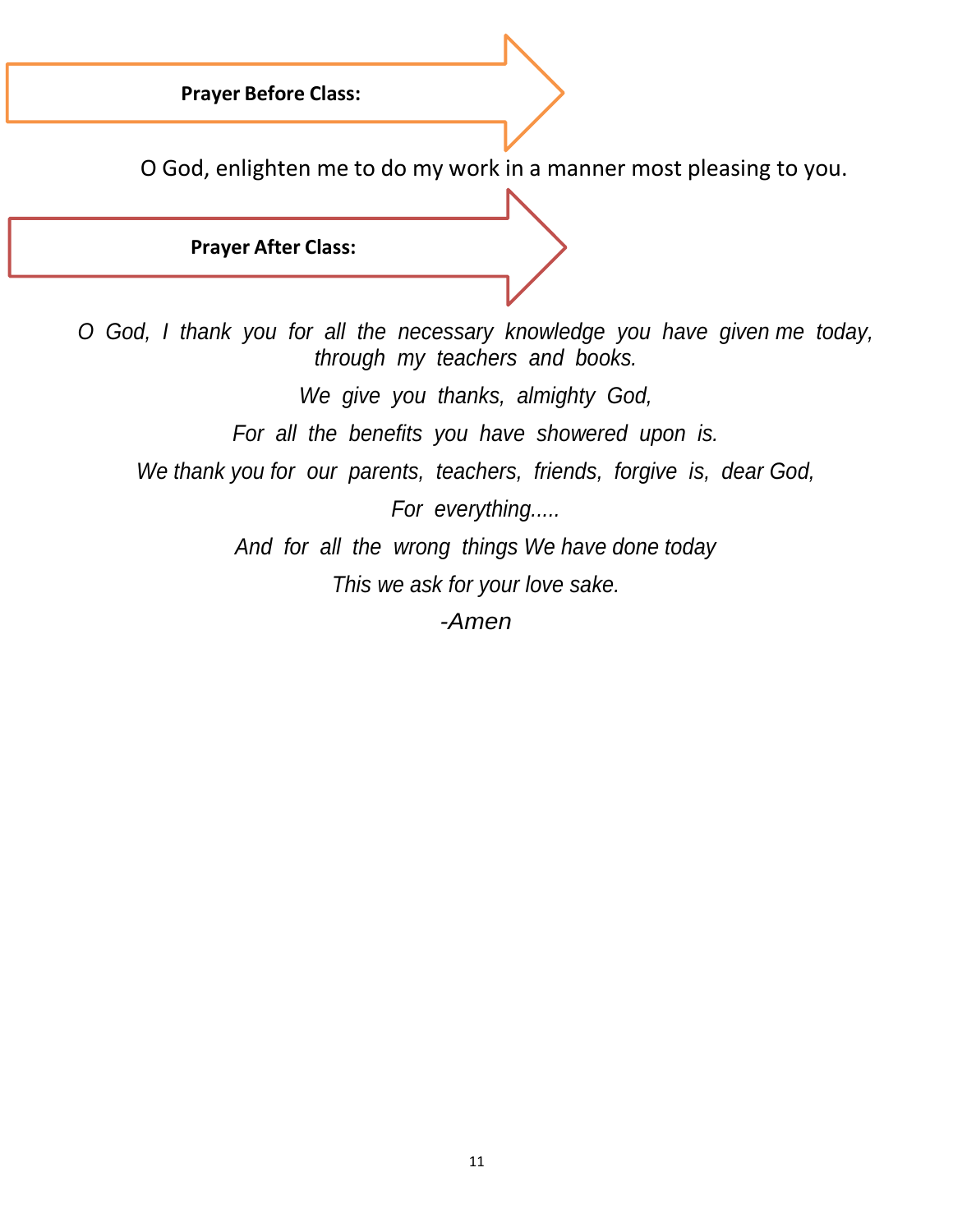**Prayer Before Class:**

O God, enlighten me to do my work in a manner most pleasing to you.

**Prayer After Class:**

*O God, I thank you for all the necessary knowledge you have given me today, through my teachers and books.*

*We give you thanks, almighty God,*

*For all the benefits you have showered upon is.*

*We thank you for our parents, teachers, friends, forgive is, dear God,*

*For everything.....*

*And for all the wrong things We have done today*

*This we ask for your love sake.*

*-Amen*